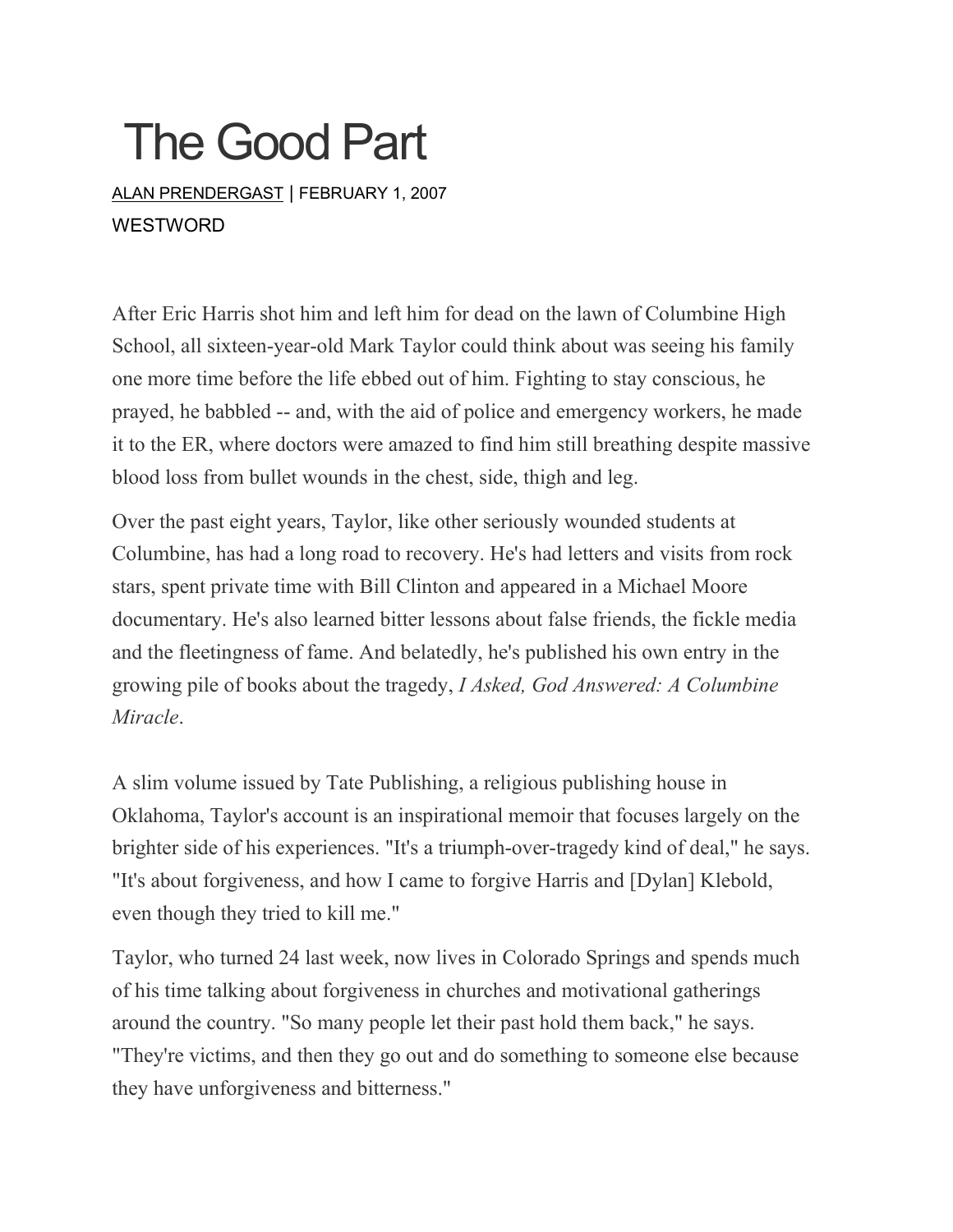# The Good Part

ALAN PRENDERGAST | FEBRUARY 1, 2007

WESTWORD

After Eric Harris shot him and left him for dead on the lawn of Columbine High School, all sixteen-year-old Mark Taylor could think about was seeing his family one more time before the life ebbed out of him. Fighting to stay conscious, he prayed, he babbled -- and, with the aid of police and emergency workers, he made it to the ER, where doctors were amazed to find him still breathing despite massive blood loss from bullet wounds in the chest, side, thigh and leg.

Over the past eight years, Taylor, like other seriously wounded students at Columbine, has had a long road to recovery. He's had letters and visits from rock stars, spent private time with Bill Clinton and appeared in a Michael Moore documentary. He's also learned bitter lessons about false friends, the fickle media and the fleetingness of fame. And belatedly, he's published his own entry in the growing pile of books about the tragedy, *I Asked, God Answered: A Columbine Miracle*.

A slim volume issued by Tate Publishing, a religious publishing house in Oklahoma, Taylor's account is an inspirational memoir that focuses largely on the brighter side of his experiences. "It's a triumph-over-tragedy kind of deal," he says. "It's about forgiveness, and how I came to forgive Harris and [Dylan] Klebold, even though they tried to kill me."

Taylor, who turned 24 last week, now lives in Colorado Springs and spends much of his time talking about forgiveness in churches and motivational gatherings around the country. "So many people let their past hold them back," he says. "They're victims, and then they go out and do something to someone else because they have unforgiveness and bitterness."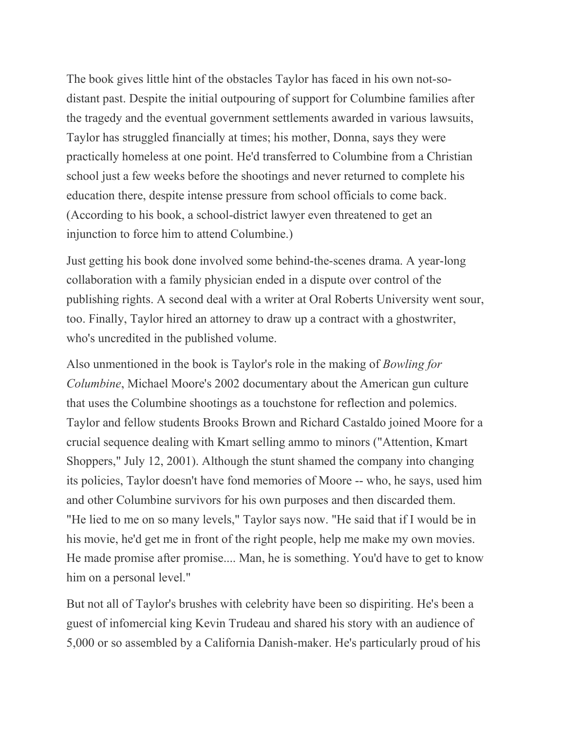The book gives little hint of the obstacles Taylor has faced in his own not-so-distant past. Despite the initial outpouring of support for Columbine families after the tragedy and the eventual government settlements awarded in various lawsuits, Taylor has struggled financially at times; his mother, Donna, says they were practically homeless at one point. He'd transferred to Columbine from a Christian school just a few weeks before the shootings and never returned to complete his education there, despite intense pressure from school officials to come back. (According to his book, a school-district lawyer even threatened to get an injunction to force him to attend Columbine.)

Just getting his book done involved some behind-the-scenes drama. A year-long collaboration with a family physician ended in a dispute over control of the publishing rights. A second deal with a writer at Oral Roberts University went sour, too. Finally, Taylor hired an attorney to draw up a contract with a ghostwriter, who's uncredited in the published volume.

Also unmentioned in the book is Taylor's role in the making of *Bowling for Columbine*, Michael Moore's 2002 documentary about the American gun culture that uses the Columbine shootings as a touchstone for reflection and polemics. Taylor and fellow students Brooks Brown and Richard Castaldo joined Moore for a crucial sequence dealing with Kmart selling ammo to minors ("Attention, Kmart Shoppers," July 12, 2001). Although the stunt shamed the company into changing its policies, Taylor doesn't have fond memories of Moore -- who, he says, used him and other Columbine survivors for his own purposes and then discarded them. "He lied to me on so many levels," Taylor says now. "He said that if I would be in his movie, he'd get me in front of the right people, help me make my own movies. He made promise after promise.... Man, he is something. You'd have to get to know him on a personal level."

But not all of Taylor's brushes with celebrity have been so dispiriting. He's been a guest of infomercial king Kevin Trudeau and shared his story with an audience of 5,000 or so assembled by a California Danish-maker. He's particularly proud of his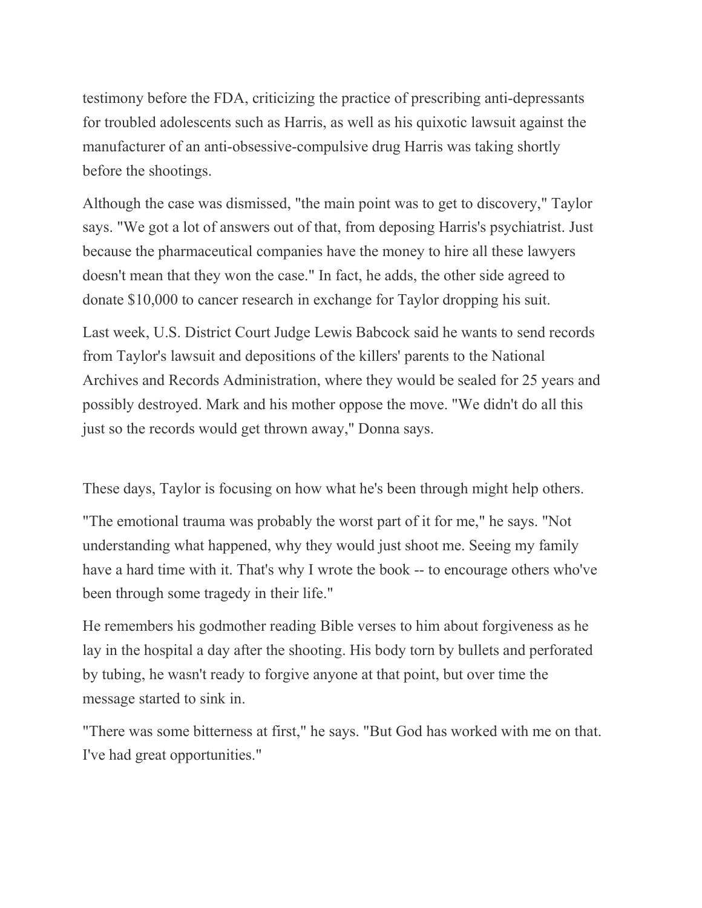testimony before the FDA, criticizing the practice of prescribing anti-depressants for troubled adolescents such as Harris, as well as his quixotic lawsuit against the manufacturer of an anti-obsessive-compulsive drug Harris was taking shortly before the shootings.

Although the case was dismissed, "the main point was to get to discovery," Taylor says. "We got a lot of answers out of that, from deposing Harris's psychiatrist. Just because the pharmaceutical companies have the money to hire all these lawyers doesn't mean that they won the case." In fact, he adds, the other side agreed to donate $10,000 to cancer research in exchange for Taylor dropping his suit.

Last week, U.S. District Court Judge Lewis Babcock said he wants to send records from Taylor's lawsuit and depositions of the killers' parents to the National Archives and Records Administration, where they would be sealed for 25 years and possibly destroyed. Mark and his mother oppose the move. "We didn't do all this just so the records would get thrown away," Donna says.

These days, Taylor is focusing on how what he's been through might help others.

"The emotional trauma was probably the worst part of it for me," he says. "Not understanding what happened, why they would just shoot me. Seeing my family have a hard time with it. That's why I wrote the book -- to encourage others who've been through some tragedy in their life."

He remembers his godmother reading Bible verses to him about forgiveness as he lay in the hospital a day after the shooting. His body torn by bullets and perforated by tubing, he wasn't ready to forgive anyone at that point, but over time the message started to sink in.

"There was some bitterness at first," he says. "But God has worked with me on that. I've had great opportunities."